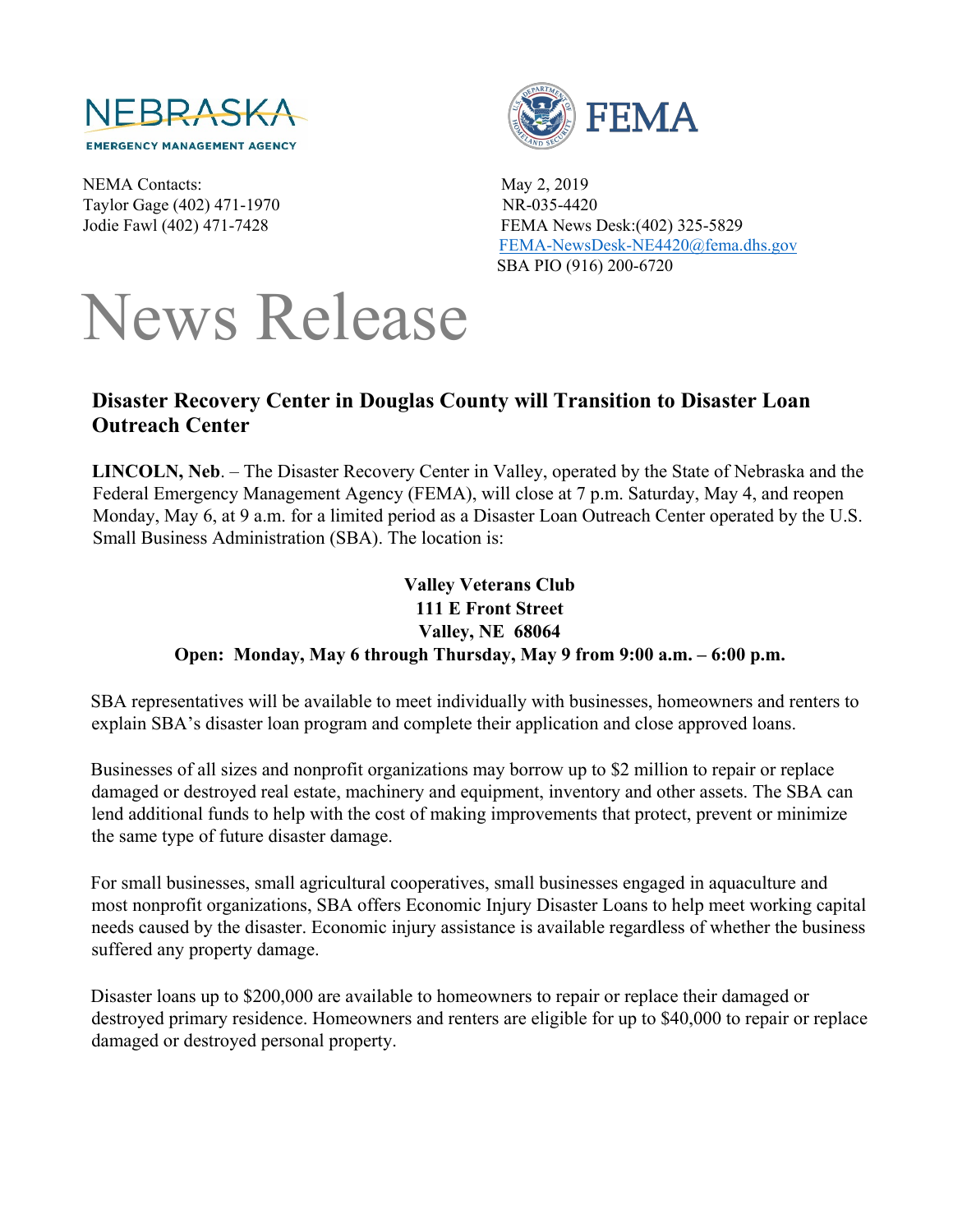NEBRASKA
EMERGENCY MANAGEMENT AGENCY

FEMA

NEMA Contacts:
Taylor Gage (402) 471-1970
Jodie Fawl (402) 471-7428

May 2, 2019
NR-035-4420
FEMA News Desk:(402) 325-5829
FEMA-NewsDesk-NE4420@fema.dhs.gov
SBA PIO (916) 200-6720

# News Release

## Disaster Recovery Center in Douglas County will Transition to Disaster Loan Outreach Center

**LINCOLN, Neb**. – The Disaster Recovery Center in Valley, operated by the State of Nebraska and the Federal Emergency Management Agency (FEMA), will close at 7 p.m. Saturday, May 4, and reopen Monday, May 6, at 9 a.m. for a limited period as a Disaster Loan Outreach Center operated by the U.S. Small Business Administration (SBA). The location is:

**Valley Veterans Club**
**111 E Front Street**
**Valley, NE 68064**
**Open: Monday, May 6 through Thursday, May 9 from 9:00 a.m. – 6:00 p.m.**

SBA representatives will be available to meet individually with businesses, homeowners and renters to explain SBA's disaster loan program and complete their application and close approved loans.

Businesses of all sizes and nonprofit organizations may borrow up to $2 million to repair or replace damaged or destroyed real estate, machinery and equipment, inventory and other assets. The SBA can lend additional funds to help with the cost of making improvements that protect, prevent or minimize the same type of future disaster damage.

For small businesses, small agricultural cooperatives, small businesses engaged in aquaculture and most nonprofit organizations, SBA offers Economic Injury Disaster Loans to help meet working capital needs caused by the disaster. Economic injury assistance is available regardless of whether the business suffered any property damage.

Disaster loans up to $200,000 are available to homeowners to repair or replace their damaged or destroyed primary residence. Homeowners and renters are eligible for up to $40,000 to repair or replace damaged or destroyed personal property.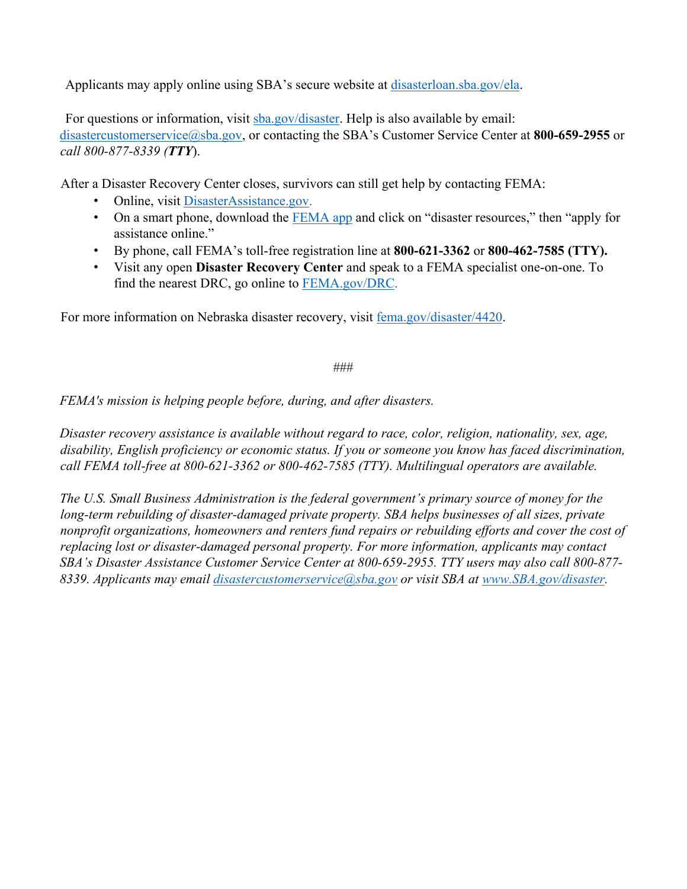Applicants may apply online using SBA's secure website at [disasterloan.sba.gov/ela](disasterloan.sba.gov/ela).

For questions or information, visit [sba.gov/disaster](sba.gov/disaster). Help is also available by email: [disastercustomerservice@sba.gov](mailto:disastercustomerservice@sba.gov), or contacting the SBA's Customer Service Center at **800-659-2955** or *call 800-877-8339 (**TTY**)*.

After a Disaster Recovery Center closes, survivors can still get help by contacting FEMA:

- Online, visit [DisasterAssistance.gov.](DisasterAssistance.gov)
- On a smart phone, download the [FEMA app](#) and click on "disaster resources," then "apply for assistance online."
- By phone, call FEMA's toll-free registration line at **800-621-3362** or **800-462-7585 (TTY).**
- Visit any open **Disaster Recovery Center** and speak to a FEMA specialist one-on-one. To find the nearest DRC, go online to [FEMA.gov/DRC.](FEMA.gov/DRC)

For more information on Nebraska disaster recovery, visit [fema.gov/disaster/4420](fema.gov/disaster/4420).

###

*FEMA's mission is helping people before, during, and after disasters.*

*Disaster recovery assistance is available without regard to race, color, religion, nationality, sex, age, disability, English proficiency or economic status. If you or someone you know has faced discrimination, call FEMA toll-free at 800-621-3362 or 800-462-7585 (TTY). Multilingual operators are available.*

*The U.S. Small Business Administration is the federal government's primary source of money for the long-term rebuilding of disaster-damaged private property. SBA helps businesses of all sizes, private nonprofit organizations, homeowners and renters fund repairs or rebuilding efforts and cover the cost of replacing lost or disaster-damaged personal property. For more information, applicants may contact SBA's Disaster Assistance Customer Service Center at 800-659-2955. TTY users may also call 800-877-8339. Applicants may email [disastercustomerservice@sba.gov](mailto:disastercustomerservice@sba.gov) or visit SBA at [www.SBA.gov/disaster](www.SBA.gov/disaster).*